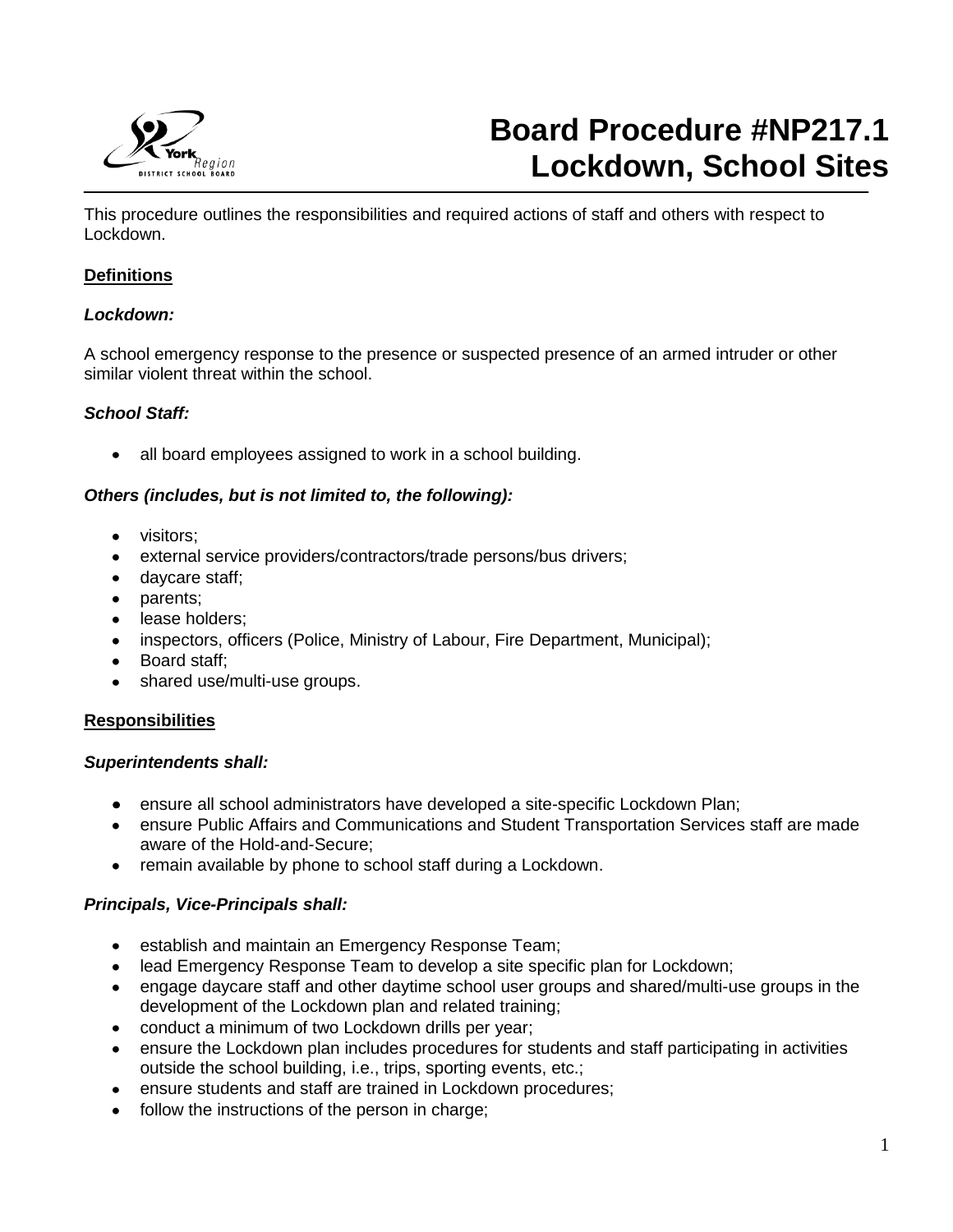# Board Procedure #NP217.1 Lockdown, School Sites

This procedure outlines the responsibilities and required actions of staff and others with respect to Lockdown.

## Definitions

***Lockdown:***

A school emergency response to the presence or suspected presence of an armed intruder or other similar violent threat within the school.

***School Staff:***

- all board employees assigned to work in a school building.

***Others (includes, but is not limited to, the following):***

- visitors;
- external service providers/contractors/trade persons/bus drivers;
- daycare staff;
- parents;
- lease holders;
- inspectors, officers (Police, Ministry of Labour, Fire Department, Municipal);
- Board staff;
- shared use/multi-use groups.

## Responsibilities

***Superintendents shall:***

- ensure all school administrators have developed a site-specific Lockdown Plan;
- ensure Public Affairs and Communications and Student Transportation Services staff are made aware of the Hold-and-Secure;
- remain available by phone to school staff during a Lockdown.

***Principals, Vice-Principals shall:***

- establish and maintain an Emergency Response Team;
- lead Emergency Response Team to develop a site specific plan for Lockdown;
- engage daycare staff and other daytime school user groups and shared/multi-use groups in the development of the Lockdown plan and related training;
- conduct a minimum of two Lockdown drills per year;
- ensure the Lockdown plan includes procedures for students and staff participating in activities outside the school building, i.e., trips, sporting events, etc.;
- ensure students and staff are trained in Lockdown procedures;
- follow the instructions of the person in charge;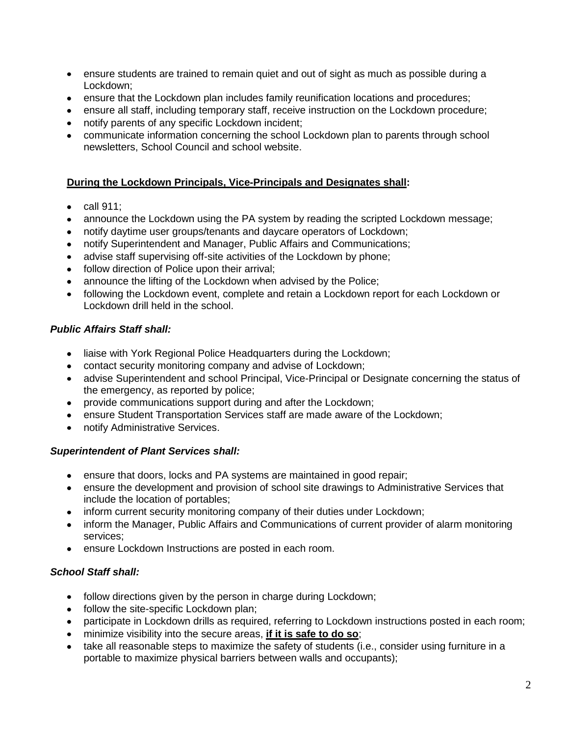- ensure students are trained to remain quiet and out of sight as much as possible during a Lockdown;
- ensure that the Lockdown plan includes family reunification locations and procedures;
- ensure all staff, including temporary staff, receive instruction on the Lockdown procedure;
- notify parents of any specific Lockdown incident;
- communicate information concerning the school Lockdown plan to parents through school newsletters, School Council and school website.

**<u>During the Lockdown Principals, Vice-Principals and Designates shall</u>:**

- call 911;
- announce the Lockdown using the PA system by reading the scripted Lockdown message;
- notify daytime user groups/tenants and daycare operators of Lockdown;
- notify Superintendent and Manager, Public Affairs and Communications;
- advise staff supervising off-site activities of the Lockdown by phone;
- follow direction of Police upon their arrival;
- announce the lifting of the Lockdown when advised by the Police;
- following the Lockdown event, complete and retain a Lockdown report for each Lockdown or Lockdown drill held in the school.

***Public Affairs Staff shall:***

- liaise with York Regional Police Headquarters during the Lockdown;
- contact security monitoring company and advise of Lockdown;
- advise Superintendent and school Principal, Vice-Principal or Designate concerning the status of the emergency, as reported by police;
- provide communications support during and after the Lockdown;
- ensure Student Transportation Services staff are made aware of the Lockdown;
- notify Administrative Services.

***Superintendent of Plant Services shall:***

- ensure that doors, locks and PA systems are maintained in good repair;
- ensure the development and provision of school site drawings to Administrative Services that include the location of portables;
- inform current security monitoring company of their duties under Lockdown;
- inform the Manager, Public Affairs and Communications of current provider of alarm monitoring services;
- ensure Lockdown Instructions are posted in each room.

***School Staff shall:***

- follow directions given by the person in charge during Lockdown;
- follow the site-specific Lockdown plan;
- participate in Lockdown drills as required, referring to Lockdown instructions posted in each room;
- minimize visibility into the secure areas, **<u>if it is safe to do so</u>**;
- take all reasonable steps to maximize the safety of students (i.e., consider using furniture in a portable to maximize physical barriers between walls and occupants);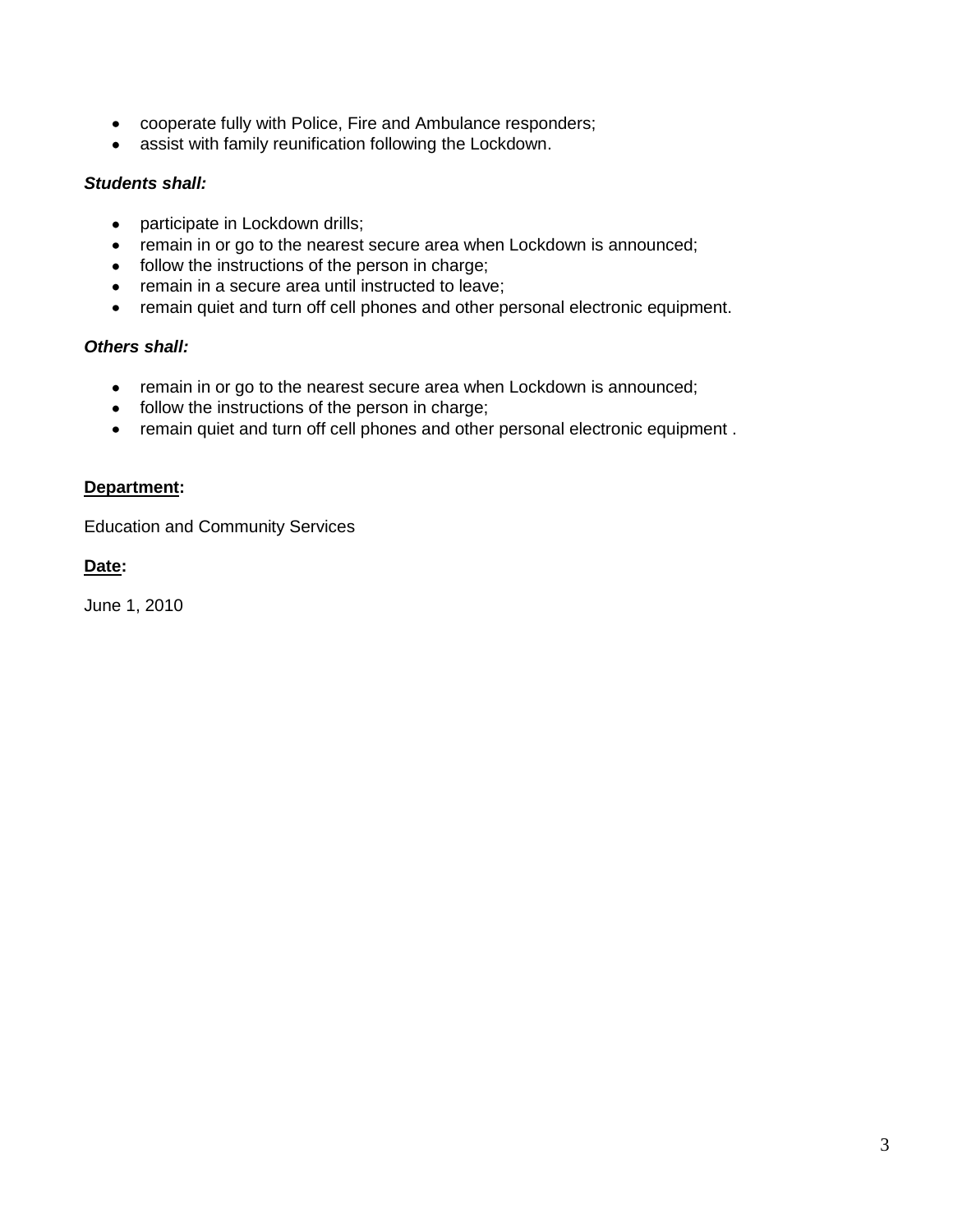- cooperate fully with Police, Fire and Ambulance responders;
- assist with family reunification following the Lockdown.

***Students shall:***

- participate in Lockdown drills;
- remain in or go to the nearest secure area when Lockdown is announced;
- follow the instructions of the person in charge;
- remain in a secure area until instructed to leave;
- remain quiet and turn off cell phones and other personal electronic equipment.

***Others shall:***

- remain in or go to the nearest secure area when Lockdown is announced;
- follow the instructions of the person in charge;
- remain quiet and turn off cell phones and other personal electronic equipment .

**Department:**

Education and Community Services

**Date:**

June 1, 2010